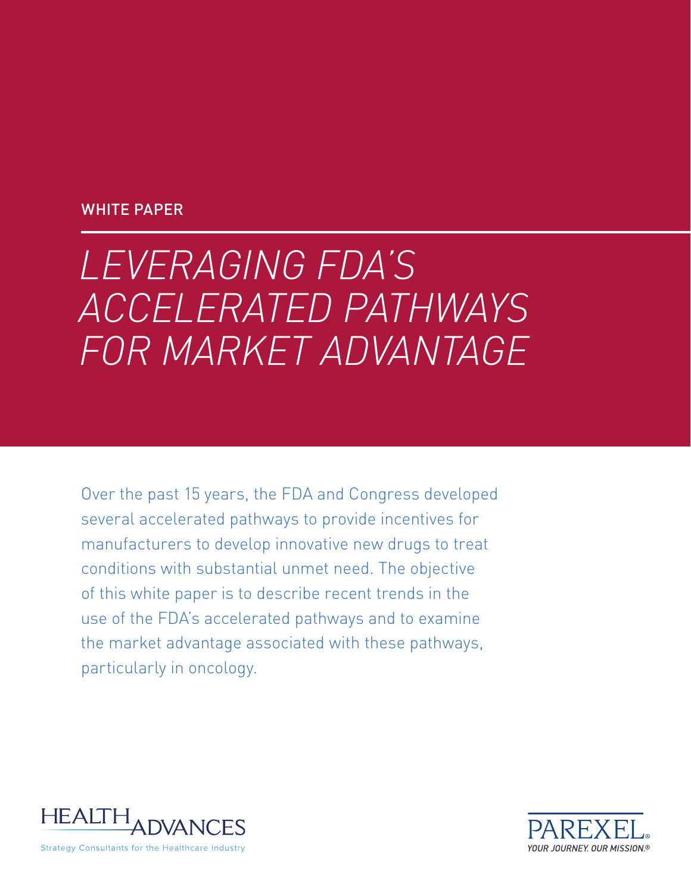WHITE PAPER

# LEVERAGING FDA'S ACCELERATED PATHWAYS FOR MARKET ADVANTAGE

Over the past 15 years, the FDA and Congress developed several accelerated pathways to provide incentives for manufacturers to develop innovative new drugs to treat conditions with substantial unmet need. The objective of this white paper is to describe recent trends in the use of the FDA's accelerated pathways and to examine the market advantage associated with these pathways, particularly in oncology.

HEALTH ADVANCES

Strategy Consultants for the Healthcare Industry

PAREXEL®

YOUR JOURNEY. OUR MISSION.®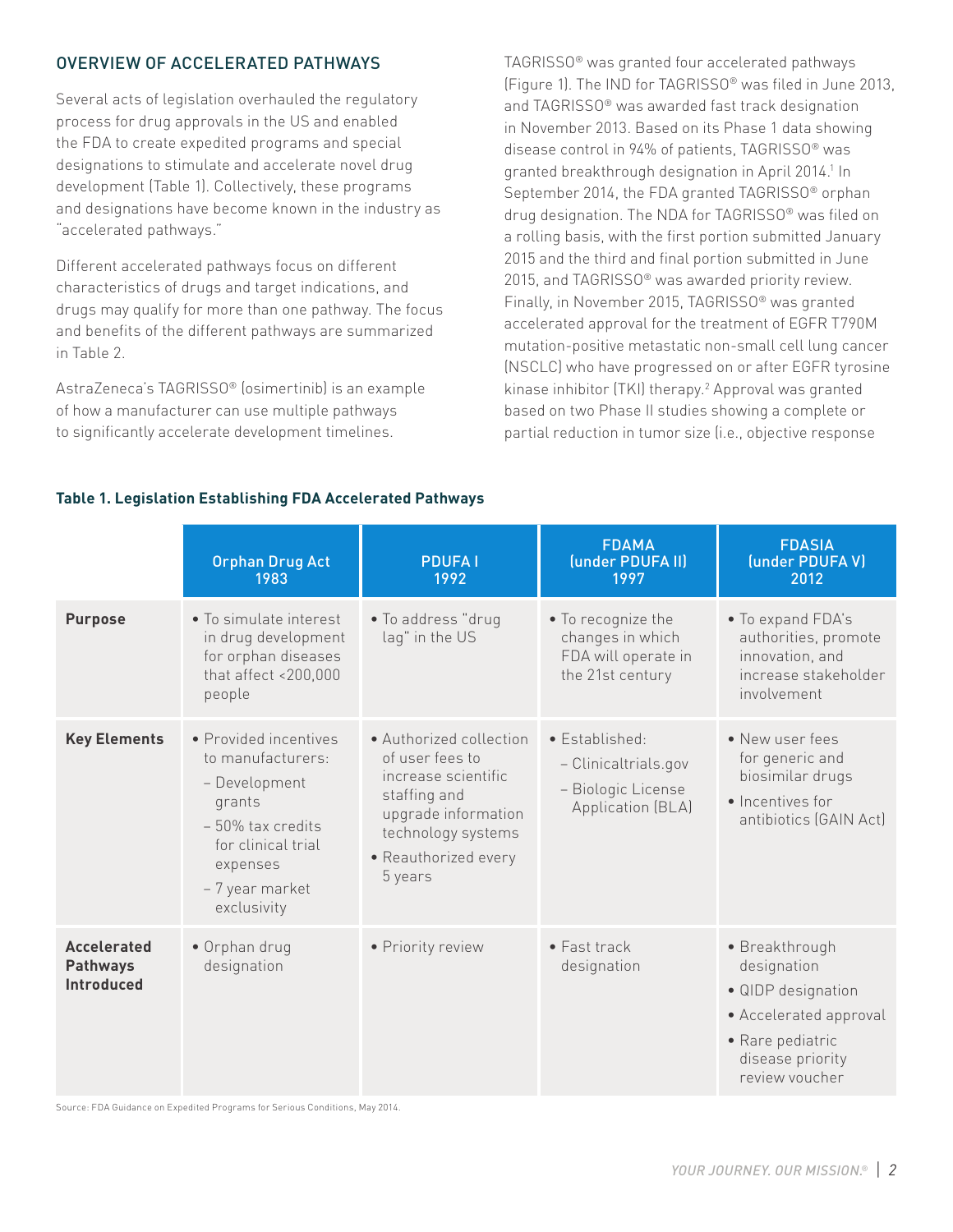## OVERVIEW OF ACCELERATED PATHWAYS

Several acts of legislation overhauled the regulatory process for drug approvals in the US and enabled the FDA to create expedited programs and special designations to stimulate and accelerate novel drug development (Table 1). Collectively, these programs and designations have become known in the industry as "accelerated pathways."

Different accelerated pathways focus on different characteristics of drugs and target indications, and drugs may qualify for more than one pathway. The focus and benefits of the different pathways are summarized in Table 2.

AstraZeneca's TAGRISSO® (osimertinib) is an example of how a manufacturer can use multiple pathways to significantly accelerate development timelines.

TAGRISSO® was granted four accelerated pathways (Figure 1). The IND for TAGRISSO® was filed in June 2013, and TAGRISSO® was awarded fast track designation in November 2013. Based on its Phase 1 data showing disease control in 94% of patients, TAGRISSO® was granted breakthrough designation in April 2014.[1] In September 2014, the FDA granted TAGRISSO® orphan drug designation. The NDA for TAGRISSO® was filed on a rolling basis, with the first portion submitted January 2015 and the third and final portion submitted in June 2015, and TAGRISSO® was awarded priority review. Finally, in November 2015, TAGRISSO® was granted accelerated approval for the treatment of EGFR T790M mutation-positive metastatic non-small cell lung cancer (NSCLC) who have progressed on or after EGFR tyrosine kinase inhibitor (TKI) therapy.[2] Approval was granted based on two Phase II studies showing a complete or partial reduction in tumor size (i.e., objective response

**Table 1. Legislation Establishing FDA Accelerated Pathways**

| | Orphan Drug Act 1983 | PDUFA I 1992 | FDAMA (under PDUFA II) 1997 | FDASIA (under PDUFA V) 2012 |
|---|---|---|---|---|
| **Purpose** | • To simulate interest in drug development for orphan diseases that affect <200,000 people | • To address "drug lag" in the US | • To recognize the changes in which FDA will operate in the 21st century | • To expand FDA's authorities, promote innovation, and increase stakeholder involvement |
| **Key Elements** | • Provided incentives to manufacturers:<br>– Development grants<br>– 50% tax credits for clinical trial expenses<br>– 7 year market exclusivity | • Authorized collection of user fees to increase scientific staffing and upgrade information technology systems<br>• Reauthorized every 5 years | • Established:<br>– Clinicaltrials.gov<br>– Biologic License Application (BLA) | • New user fees for generic and biosimilar drugs<br>• Incentives for antibiotics (GAIN Act) |
| **Accelerated Pathways Introduced** | • Orphan drug designation | • Priority review | • Fast track designation | • Breakthrough designation<br>• QIDP designation<br>• Accelerated approval<br>• Rare pediatric disease priority review voucher |

Source: FDA Guidance on Expedited Programs for Serious Conditions, May 2014.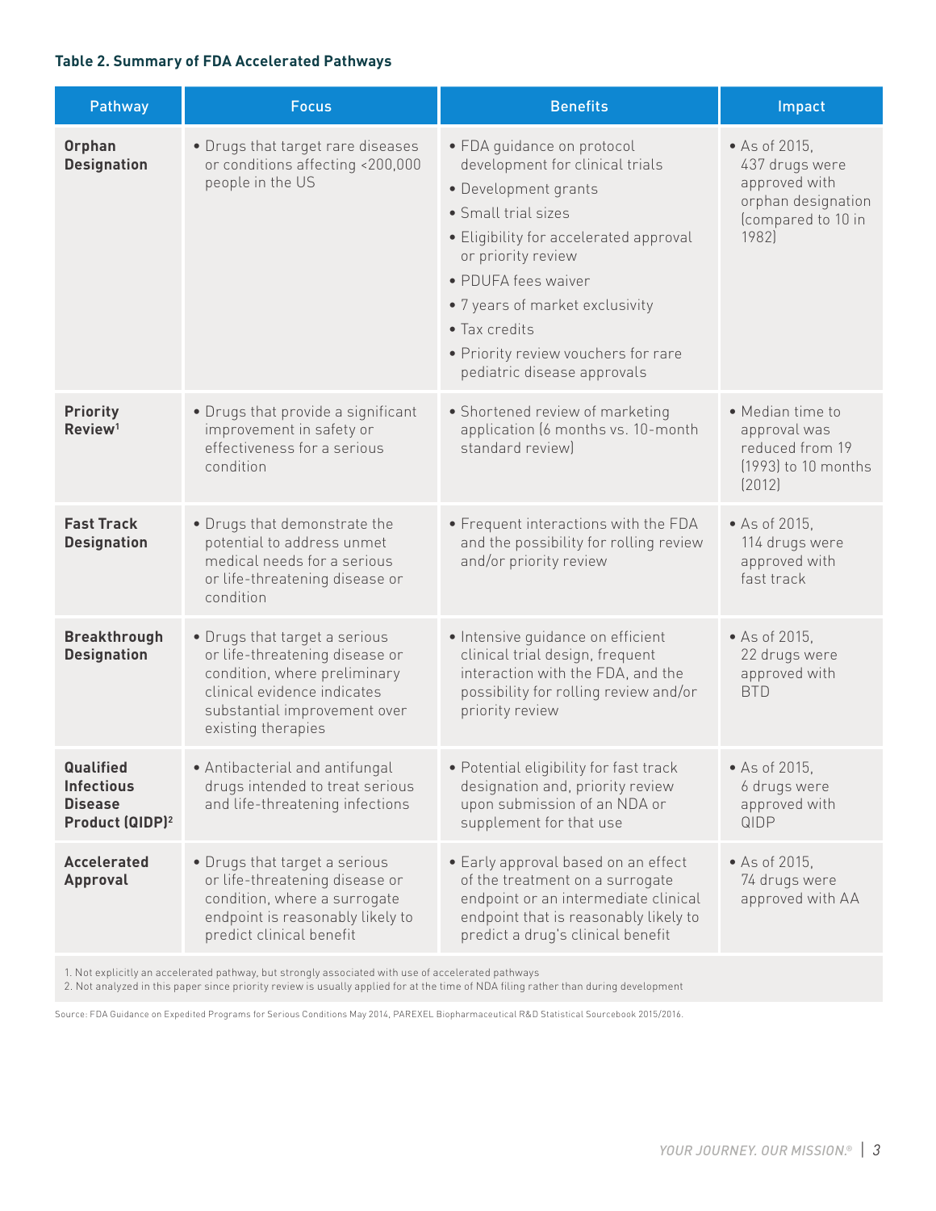**Table 2. Summary of FDA Accelerated Pathways**

| Pathway | Focus | Benefits | Impact |
|---|---|---|---|
| **Orphan Designation** | • Drugs that target rare diseases or conditions affecting <200,000 people in the US | • FDA guidance on protocol development for clinical trials<br>• Development grants<br>• Small trial sizes<br>• Eligibility for accelerated approval or priority review<br>• PDUFA fees waiver<br>• 7 years of market exclusivity<br>• Tax credits<br>• Priority review vouchers for rare pediatric disease approvals | • As of 2015, 437 drugs were approved with orphan designation (compared to 10 in 1982) |
| **Priority Review**[1] | • Drugs that provide a significant improvement in safety or effectiveness for a serious condition | • Shortened review of marketing application (6 months vs. 10-month standard review) | • Median time to approval was reduced from 19 (1993) to 10 months (2012) |
| **Fast Track Designation** | • Drugs that demonstrate the potential to address unmet medical needs for a serious or life-threatening disease or condition | • Frequent interactions with the FDA and the possibility for rolling review and/or priority review | • As of 2015, 114 drugs were approved with fast track |
| **Breakthrough Designation** | • Drugs that target a serious or life-threatening disease or condition, where preliminary clinical evidence indicates substantial improvement over existing therapies | • Intensive guidance on efficient clinical trial design, frequent interaction with the FDA, and the possibility for rolling review and/or priority review | • As of 2015, 22 drugs were approved with BTD |
| **Qualified Infectious Disease Product (QIDP)**[2] | • Antibacterial and antifungal drugs intended to treat serious and life-threatening infections | • Potential eligibility for fast track designation and, priority review upon submission of an NDA or supplement for that use | • As of 2015, 6 drugs were approved with QIDP |
| **Accelerated Approval** | • Drugs that target a serious or life-threatening disease or condition, where a surrogate endpoint is reasonably likely to predict clinical benefit | • Early approval based on an effect of the treatment on a surrogate endpoint or an intermediate clinical endpoint that is reasonably likely to predict a drug's clinical benefit | • As of 2015, 74 drugs were approved with AA |

1. Not explicitly an accelerated pathway, but strongly associated with use of accelerated pathways
2. Not analyzed in this paper since priority review is usually applied for at the time of NDA filing rather than during development

Source: FDA Guidance on Expedited Programs for Serious Conditions May 2014, PAREXEL Biopharmaceutical R&D Statistical Sourcebook 2015/2016.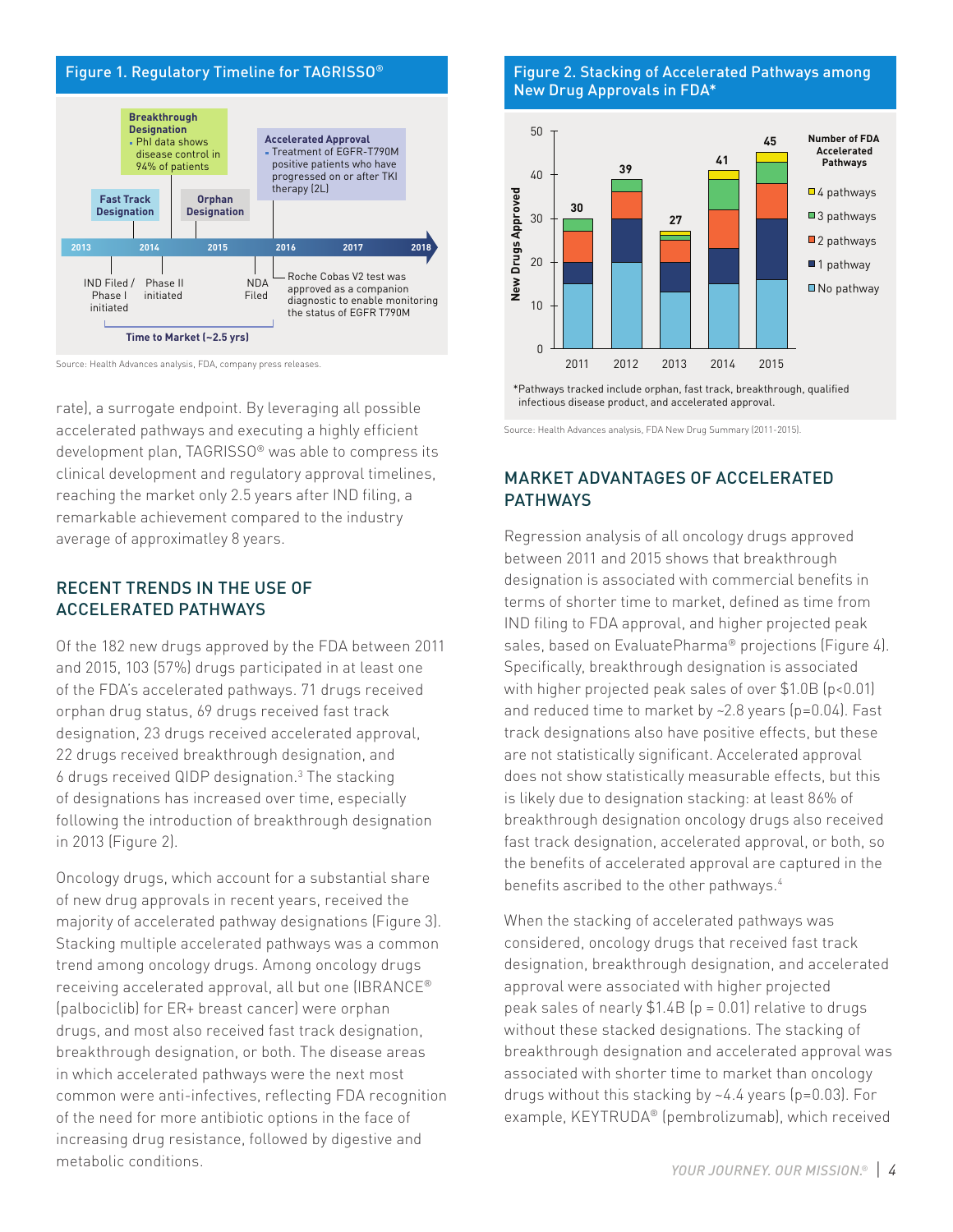Figure 1. Regulatory Timeline for TAGRISSO®

Breakthrough Designation
- PhI data shows disease control in 94% of patients

Fast Track Designation

Orphan Designation

Accelerated Approval
- Treatment of EGFR-T790M positive patients who have progressed on or after TKI therapy (2L)

2013 | 2014 | 2015 | 2016 | 2017 | 2018

IND Filed / Phase I initiated

Phase II initiated

NDA Filed

Roche Cobas V2 test was approved as a companion diagnostic to enable monitoring the status of EGFR T790M

Time to Market (~2.5 yrs)

Source: Health Advances analysis, FDA, company press releases.

rate), a surrogate endpoint. By leveraging all possible accelerated pathways and executing a highly efficient development plan, TAGRISSO® was able to compress its clinical development and regulatory approval timelines, reaching the market only 2.5 years after IND filing, a remarkable achievement compared to the industry average of approximatley 8 years.

## RECENT TRENDS IN THE USE OF ACCELERATED PATHWAYS

Of the 182 new drugs approved by the FDA between 2011 and 2015, 103 (57%) drugs participated in at least one of the FDA's accelerated pathways. 71 drugs received orphan drug status, 69 drugs received fast track designation, 23 drugs received accelerated approval, 22 drugs received breakthrough designation, and 6 drugs received QIDP designation.[3] The stacking of designations has increased over time, especially following the introduction of breakthrough designation in 2013 (Figure 2).

Oncology drugs, which account for a substantial share of new drug approvals in recent years, received the majority of accelerated pathway designations (Figure 3). Stacking multiple accelerated pathways was a common trend among oncology drugs. Among oncology drugs receiving accelerated approval, all but one (IBRANCE® (palbociclib) for ER+ breast cancer) were orphan drugs, and most also received fast track designation, breakthrough designation, or both. The disease areas in which accelerated pathways were the next most common were anti-infectives, reflecting FDA recognition of the need for more antibiotic options in the face of increasing drug resistance, followed by digestive and metabolic conditions.

Figure 2. Stacking of Accelerated Pathways among New Drug Approvals in FDA*

| Year | New Drugs Approved |
|---|---|
| 2011 | 30 |
| 2012 | 39 |
| 2013 | 27 |
| 2014 | 41 |
| 2015 | 45 |

Number of FDA Accelerated Pathways: 4 pathways; 3 pathways; 2 pathways; 1 pathway; No pathway

*Pathways tracked include orphan, fast track, breakthrough, qualified infectious disease product, and accelerated approval.

Source: Health Advances analysis, FDA New Drug Summary (2011-2015).

## MARKET ADVANTAGES OF ACCELERATED PATHWAYS

Regression analysis of all oncology drugs approved between 2011 and 2015 shows that breakthrough designation is associated with commercial benefits in terms of shorter time to market, defined as time from IND filing to FDA approval, and higher projected peak sales, based on EvaluatePharma® projections (Figure 4). Specifically, breakthrough designation is associated with higher projected peak sales of over \$1.0B ($p<0.01$) and reduced time to market by ~2.8 years ($p=0.04$). Fast track designations also have positive effects, but these are not statistically significant. Accelerated approval does not show statistically measurable effects, but this is likely due to designation stacking: at least 86% of breakthrough designation oncology drugs also received fast track designation, accelerated approval, or both, so the benefits of accelerated approval are captured in the benefits ascribed to the other pathways.[4]

When the stacking of accelerated pathways was considered, oncology drugs that received fast track designation, breakthrough designation, and accelerated approval were associated with higher projected peak sales of nearly \$1.4B ($p = 0.01$) relative to drugs without these stacked designations. The stacking of breakthrough designation and accelerated approval was associated with shorter time to market than oncology drugs without this stacking by ~4.4 years ($p=0.03$). For example, KEYTRUDA® (pembrolizumab), which received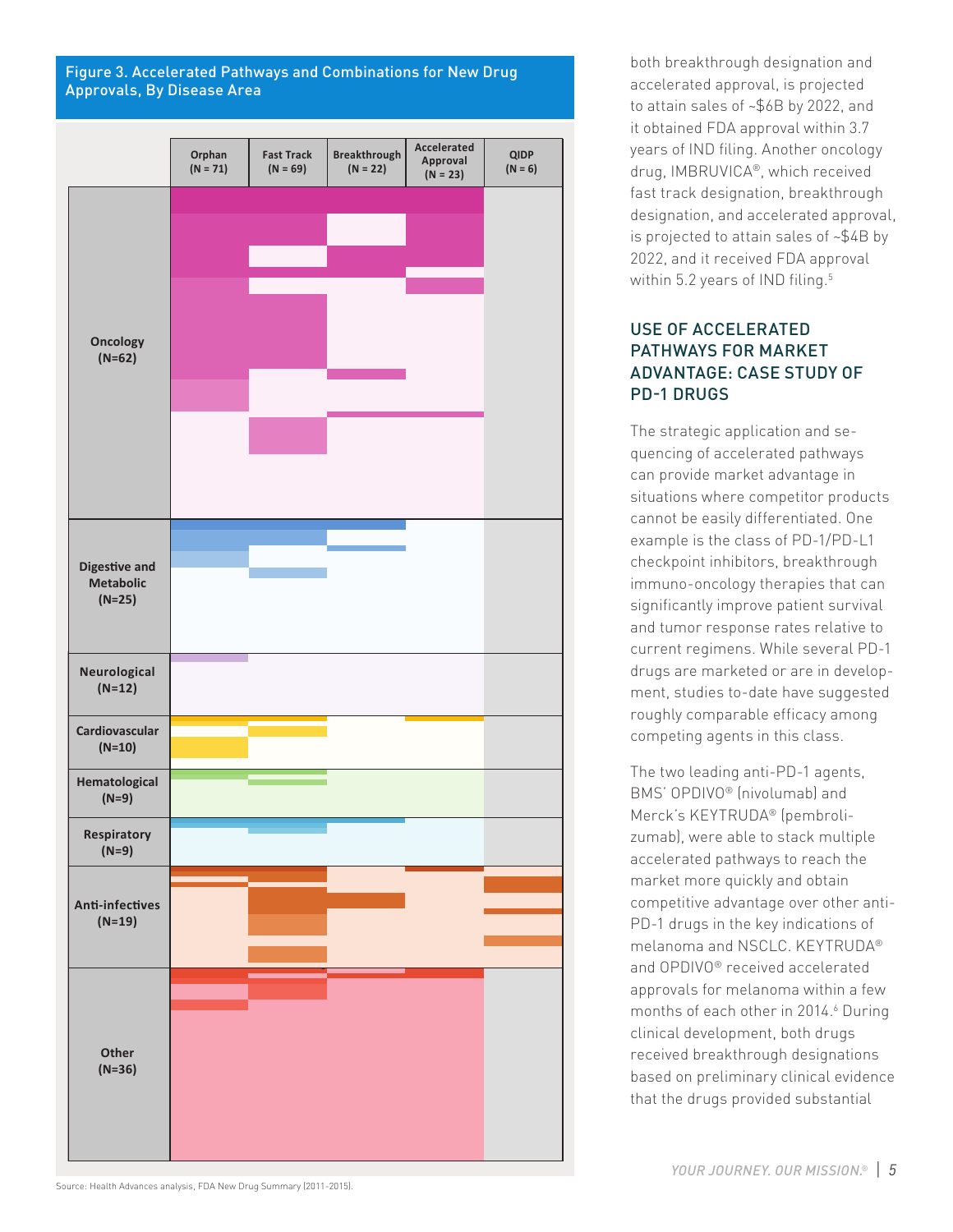Figure 3. Accelerated Pathways and Combinations for New Drug Approvals, By Disease Area

| | Orphan (N = 71) | Fast Track (N = 69) | Breakthrough (N = 22) | Accelerated Approval (N = 23) | QIDP (N = 6) |
|---|---|---|---|---|---|
| Oncology (N=62) | | | | | |
| Digestive and Metabolic (N=25) | | | | | |
| Neurological (N=12) | | | | | |
| Cardiovascular (N=10) | | | | | |
| Hematological (N=9) | | | | | |
| Respiratory (N=9) | | | | | |
| Anti-infectives (N=19) | | | | | |
| Other (N=36) | | | | | |

Source: Health Advances analysis, FDA New Drug Summary (2011-2015).

both breakthrough designation and accelerated approval, is projected to attain sales of ~$6B by 2022, and it obtained FDA approval within 3.7 years of IND filing. Another oncology drug, IMBRUVICA®, which received fast track designation, breakthrough designation, and accelerated approval, is projected to attain sales of ~$4B by 2022, and it received FDA approval within 5.2 years of IND filing.[5]

## USE OF ACCELERATED PATHWAYS FOR MARKET ADVANTAGE: CASE STUDY OF PD-1 DRUGS

The strategic application and sequencing of accelerated pathways can provide market advantage in situations where competitor products cannot be easily differentiated. One example is the class of PD-1/PD-L1 checkpoint inhibitors, breakthrough immuno-oncology therapies that can significantly improve patient survival and tumor response rates relative to current regimens. While several PD-1 drugs are marketed or are in development, studies to-date have suggested roughly comparable efficacy among competing agents in this class.

The two leading anti-PD-1 agents, BMS' OPDIVO® (nivolumab) and Merck's KEYTRUDA® (pembrolizumab), were able to stack multiple accelerated pathways to reach the market more quickly and obtain competitive advantage over other anti-PD-1 drugs in the key indications of melanoma and NSCLC. KEYTRUDA® and OPDIVO® received accelerated approvals for melanoma within a few months of each other in 2014.[6] During clinical development, both drugs received breakthrough designations based on preliminary clinical evidence that the drugs provided substantial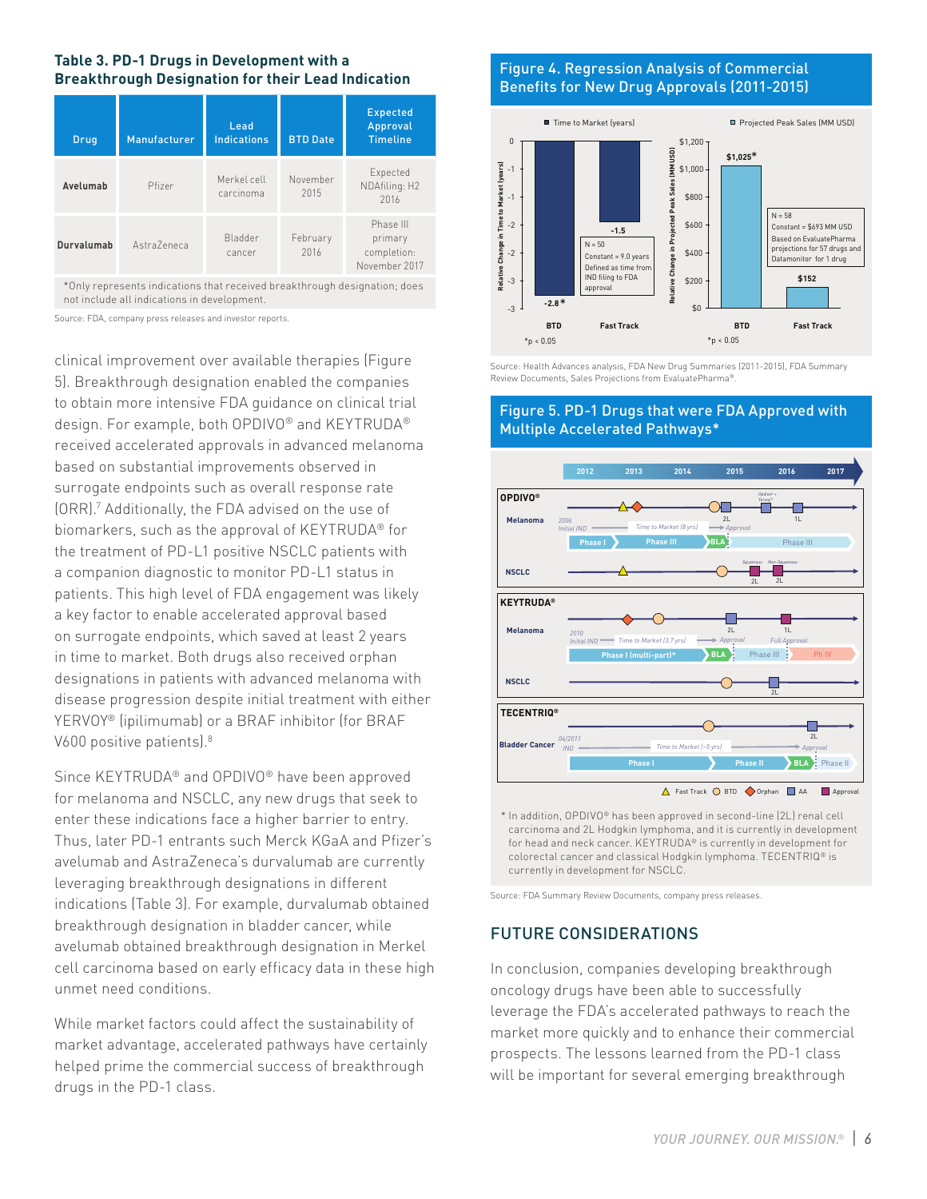**Table 3. PD-1 Drugs in Development with a Breakthrough Designation for their Lead Indication**

| Drug | Manufacturer | Lead Indications | BTD Date | Expected Approval Timeline |
|---|---|---|---|---|
| **Avelumab** | Pfizer | Merkel cell carcinoma | November 2015 | Expected NDAfiling: H2 2016 |
| **Durvalumab** | AstraZeneca | Bladder cancer | February 2016 | Phase III primary completion: November 2017 |

*Only represents indications that received breakthrough designation; does not include all indications in development.

Source: FDA, company press releases and investor reports.

clinical improvement over available therapies (Figure 5). Breakthrough designation enabled the companies to obtain more intensive FDA guidance on clinical trial design. For example, both OPDIVO® and KEYTRUDA® received accelerated approvals in advanced melanoma based on substantial improvements observed in surrogate endpoints such as overall response rate (ORR).[7] Additionally, the FDA advised on the use of biomarkers, such as the approval of KEYTRUDA® for the treatment of PD-L1 positive NSCLC patients with a companion diagnostic to monitor PD-L1 status in patients. This high level of FDA engagement was likely a key factor to enable accelerated approval based on surrogate endpoints, which saved at least 2 years in time to market. Both drugs also received orphan designations in patients with advanced melanoma with disease progression despite initial treatment with either YERVOY® (ipilimumab) or a BRAF inhibitor (for BRAF V600 positive patients).[8]

Since KEYTRUDA® and OPDIVO® have been approved for melanoma and NSCLC, any new drugs that seek to enter these indications face a higher barrier to entry. Thus, later PD-1 entrants such Merck KGaA and Pfizer's avelumab and AstraZeneca's durvalumab are currently leveraging breakthrough designations in different indications (Table 3). For example, durvalumab obtained breakthrough designation in bladder cancer, while avelumab obtained breakthrough designation in Merkel cell carcinoma based on early efficacy data in these high unmet need conditions.

While market factors could affect the sustainability of market advantage, accelerated pathways have certainly helped prime the commercial success of breakthrough drugs in the PD-1 class.

**Figure 4. Regression Analysis of Commercial Benefits for New Drug Approvals (2011-2015)**

Source: Health Advances analysis, FDA New Drug Summaries (2011-2015), FDA Summary Review Documents, Sales Projections from EvaluatePharma®.

**Figure 5. PD-1 Drugs that were FDA Approved with Multiple Accelerated Pathways***

* In addition, OPDIVO® has been approved in second-line (2L) renal cell carcinoma and 2L Hodgkin lymphoma, and it is currently in development for head and neck cancer. KEYTRUDA® is currently in development for colorectal cancer and classical Hodgkin lymphoma. TECENTRIQ® is currently in development for NSCLC.

Source: FDA Summary Review Documents, company press releases.

## FUTURE CONSIDERATIONS

In conclusion, companies developing breakthrough oncology drugs have been able to successfully leverage the FDA's accelerated pathways to reach the market more quickly and to enhance their commercial prospects. The lessons learned from the PD-1 class will be important for several emerging breakthrough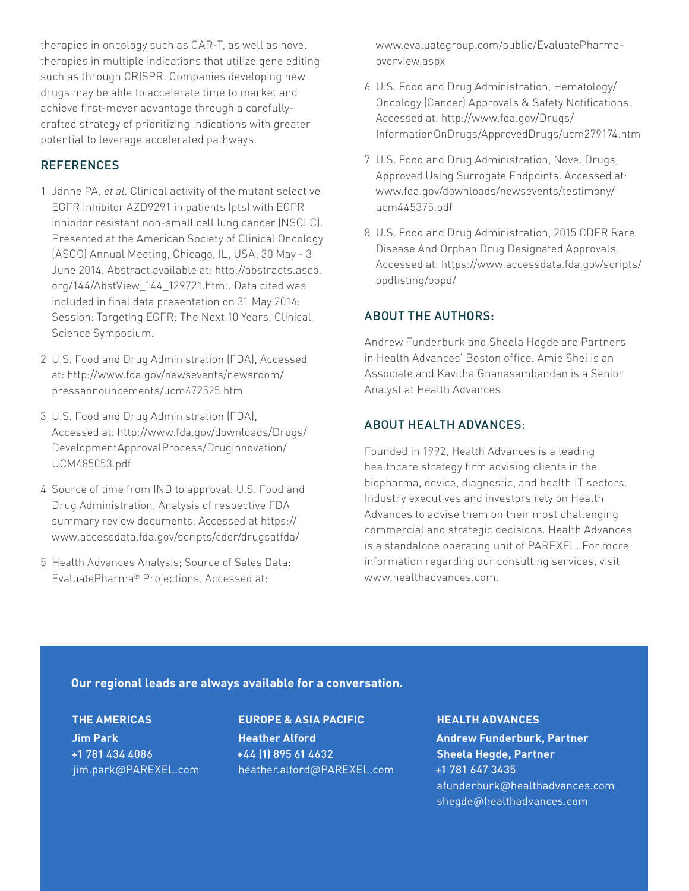therapies in oncology such as CAR-T, as well as novel therapies in multiple indications that utilize gene editing such as through CRISPR. Companies developing new drugs may be able to accelerate time to market and achieve first-mover advantage through a carefully-crafted strategy of prioritizing indications with greater potential to leverage accelerated pathways.

## REFERENCES

1. Jänne PA, *et al*. Clinical activity of the mutant selective EGFR Inhibitor AZD9291 in patients (pts) with EGFR inhibitor resistant non-small cell lung cancer (NSCLC). Presented at the American Society of Clinical Oncology (ASCO) Annual Meeting, Chicago, IL, USA; 30 May - 3 June 2014. Abstract available at: http://abstracts.asco.org/144/AbstView_144_129721.html. Data cited was included in final data presentation on 31 May 2014: Session: Targeting EGFR: The Next 10 Years; Clinical Science Symposium.
2. U.S. Food and Drug Administration (FDA), Accessed at: http://www.fda.gov/newsevents/newsroom/pressannouncements/ucm472525.htm
3. U.S. Food and Drug Administration (FDA), Accessed at: http://www.fda.gov/downloads/Drugs/DevelopmentApprovalProcess/DrugInnovation/UCM485053.pdf
4. Source of time from IND to approval: U.S. Food and Drug Administration, Analysis of respective FDA summary review documents. Accessed at https://www.accessdata.fda.gov/scripts/cder/drugsatfda/
5. Health Advances Analysis; Source of Sales Data: EvaluatePharma® Projections. Accessed at: www.evaluategroup.com/public/EvaluatePharma-overview.aspx
6. U.S. Food and Drug Administration, Hematology/Oncology (Cancer) Approvals & Safety Notifications. Accessed at: http://www.fda.gov/Drugs/InformationOnDrugs/ApprovedDrugs/ucm279174.htm
7. U.S. Food and Drug Administration, Novel Drugs, Approved Using Surrogate Endpoints. Accessed at: www.fda.gov/downloads/newsevents/testimony/ucm445375.pdf
8. U.S. Food and Drug Administration, 2015 CDER Rare Disease And Orphan Drug Designated Approvals. Accessed at: https://www.accessdata.fda.gov/scripts/opdlisting/oopd/

## ABOUT THE AUTHORS:

Andrew Funderburk and Sheela Hegde are Partners in Health Advances' Boston office. Amie Shei is an Associate and Kavitha Gnanasambandan is a Senior Analyst at Health Advances.

## ABOUT HEALTH ADVANCES:

Founded in 1992, Health Advances is a leading healthcare strategy firm advising clients in the biopharma, device, diagnostic, and health IT sectors. Industry executives and investors rely on Health Advances to advise them on their most challenging commercial and strategic decisions. Health Advances is a standalone operating unit of PAREXEL. For more information regarding our consulting services, visit www.healthadvances.com.

**Our regional leads are always available for a conversation.**

**THE AMERICAS**
**Jim Park**
+1 781 434 4086
jim.park@PAREXEL.com

**EUROPE & ASIA PACIFIC**
**Heather Alford**
+44 (1) 895 61 4632
heather.alford@PAREXEL.com

**HEALTH ADVANCES**
**Andrew Funderburk, Partner**
**Sheela Hegde, Partner**
+1 781 647 3435
afunderburk@healthadvances.com
shegde@healthadvances.com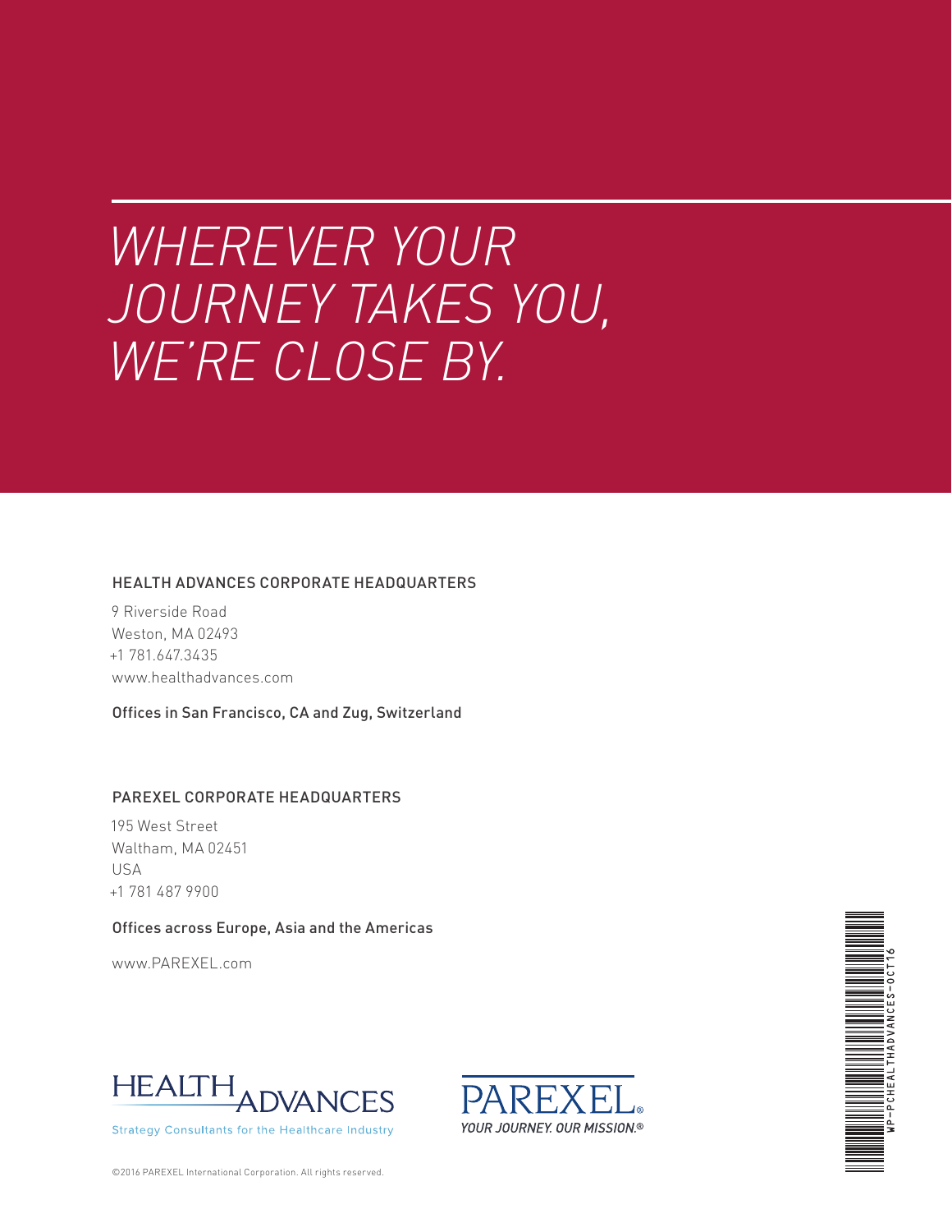*WHEREVER YOUR JOURNEY TAKES YOU, WE'RE CLOSE BY.*

HEALTH ADVANCES CORPORATE HEADQUARTERS

9 Riverside Road
Weston, MA 02493
+1 781.647.3435
www.healthadvances.com

Offices in San Francisco, CA and Zug, Switzerland

PAREXEL CORPORATE HEADQUARTERS

195 West Street
Waltham, MA 02451
USA
+1 781 487 9900

Offices across Europe, Asia and the Americas

www.PAREXEL.com

HEALTH ADVANCES
Strategy Consultants for the Healthcare Industry

PAREXEL®
*YOUR JOURNEY. OUR MISSION.®*

WP-PCHEALTHADVANCES-OCT16

©2016 PAREXEL International Corporation. All rights reserved.